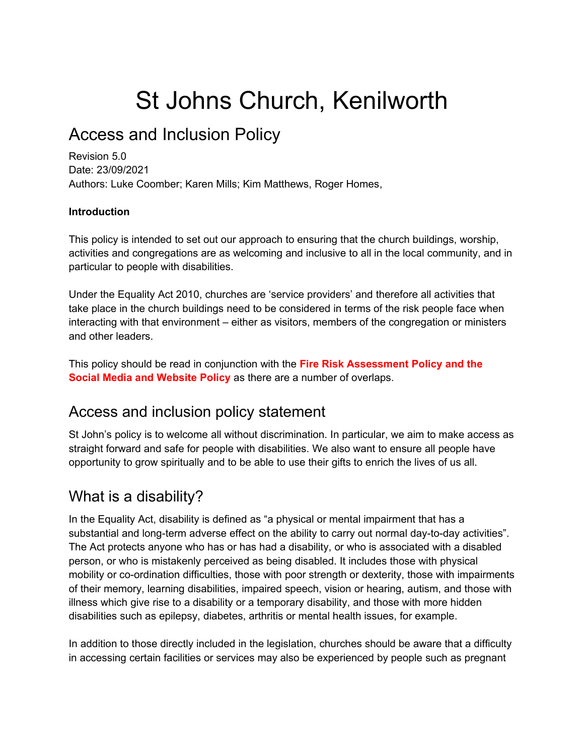# St Johns Church, Kenilworth

## Access and Inclusion Policy

Revision 5.0
Date: 23/09/2021
Authors: Luke Coomber; Karen Mills; Kim Matthews, Roger Homes,

**Introduction**

This policy is intended to set out our approach to ensuring that the church buildings, worship, activities and congregations are as welcoming and inclusive to all in the local community, and in particular to people with disabilities.

Under the Equality Act 2010, churches are 'service providers' and therefore all activities that take place in the church buildings need to be considered in terms of the risk people face when interacting with that environment – either as visitors, members of the congregation or ministers and other leaders.

This policy should be read in conjunction with the **Fire Risk Assessment Policy and the Social Media and Website Policy** as there are a number of overlaps.

## Access and inclusion policy statement

St John's policy is to welcome all without discrimination. In particular, we aim to make access as straight forward and safe for people with disabilities. We also want to ensure all people have opportunity to grow spiritually and to be able to use their gifts to enrich the lives of us all.

## What is a disability?

In the Equality Act, disability is defined as "a physical or mental impairment that has a substantial and long-term adverse effect on the ability to carry out normal day-to-day activities". The Act protects anyone who has or has had a disability, or who is associated with a disabled person, or who is mistakenly perceived as being disabled. It includes those with physical mobility or co-ordination difficulties, those with poor strength or dexterity, those with impairments of their memory, learning disabilities, impaired speech, vision or hearing, autism, and those with illness which give rise to a disability or a temporary disability, and those with more hidden disabilities such as epilepsy, diabetes, arthritis or mental health issues, for example.

In addition to those directly included in the legislation, churches should be aware that a difficulty in accessing certain facilities or services may also be experienced by people such as pregnant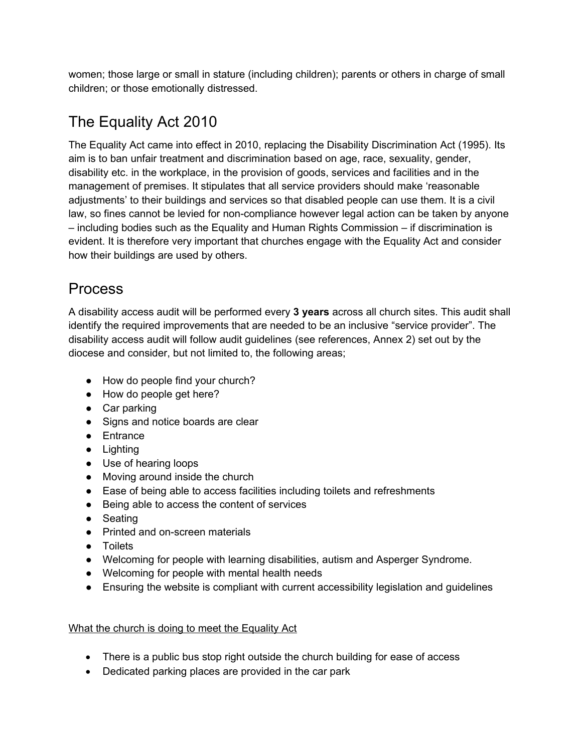women; those large or small in stature (including children); parents or others in charge of small children; or those emotionally distressed.

## The Equality Act 2010

The Equality Act came into effect in 2010, replacing the Disability Discrimination Act (1995). Its aim is to ban unfair treatment and discrimination based on age, race, sexuality, gender, disability etc. in the workplace, in the provision of goods, services and facilities and in the management of premises. It stipulates that all service providers should make 'reasonable adjustments' to their buildings and services so that disabled people can use them. It is a civil law, so fines cannot be levied for non-compliance however legal action can be taken by anyone – including bodies such as the Equality and Human Rights Commission – if discrimination is evident. It is therefore very important that churches engage with the Equality Act and consider how their buildings are used by others.

## Process

A disability access audit will be performed every **3 years** across all church sites. This audit shall identify the required improvements that are needed to be an inclusive "service provider". The disability access audit will follow audit guidelines (see references, Annex 2) set out by the diocese and consider, but not limited to, the following areas;

- How do people find your church?
- How do people get here?
- Car parking
- Signs and notice boards are clear
- Entrance
- Lighting
- Use of hearing loops
- Moving around inside the church
- Ease of being able to access facilities including toilets and refreshments
- Being able to access the content of services
- Seating
- Printed and on-screen materials
- Toilets
- Welcoming for people with learning disabilities, autism and Asperger Syndrome.
- Welcoming for people with mental health needs
- Ensuring the website is compliant with current accessibility legislation and guidelines

<u>What the church is doing to meet the Equality Act</u>

- There is a public bus stop right outside the church building for ease of access
- Dedicated parking places are provided in the car park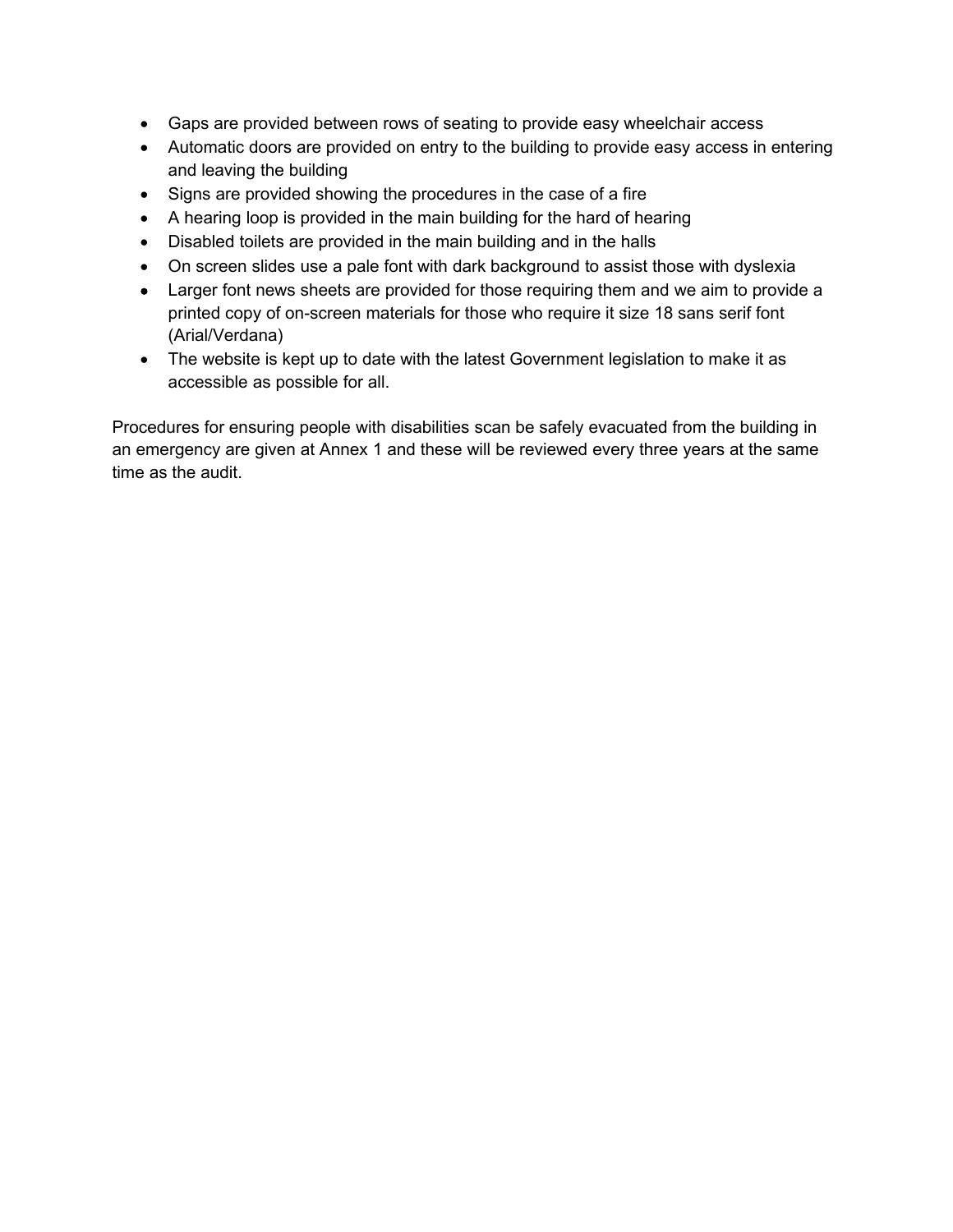- Gaps are provided between rows of seating to provide easy wheelchair access
- Automatic doors are provided on entry to the building to provide easy access in entering and leaving the building
- Signs are provided showing the procedures in the case of a fire
- A hearing loop is provided in the main building for the hard of hearing
- Disabled toilets are provided in the main building and in the halls
- On screen slides use a pale font with dark background to assist those with dyslexia
- Larger font news sheets are provided for those requiring them and we aim to provide a printed copy of on-screen materials for those who require it size 18 sans serif font (Arial/Verdana)
- The website is kept up to date with the latest Government legislation to make it as accessible as possible for all.

Procedures for ensuring people with disabilities scan be safely evacuated from the building in an emergency are given at Annex 1 and these will be reviewed every three years at the same time as the audit.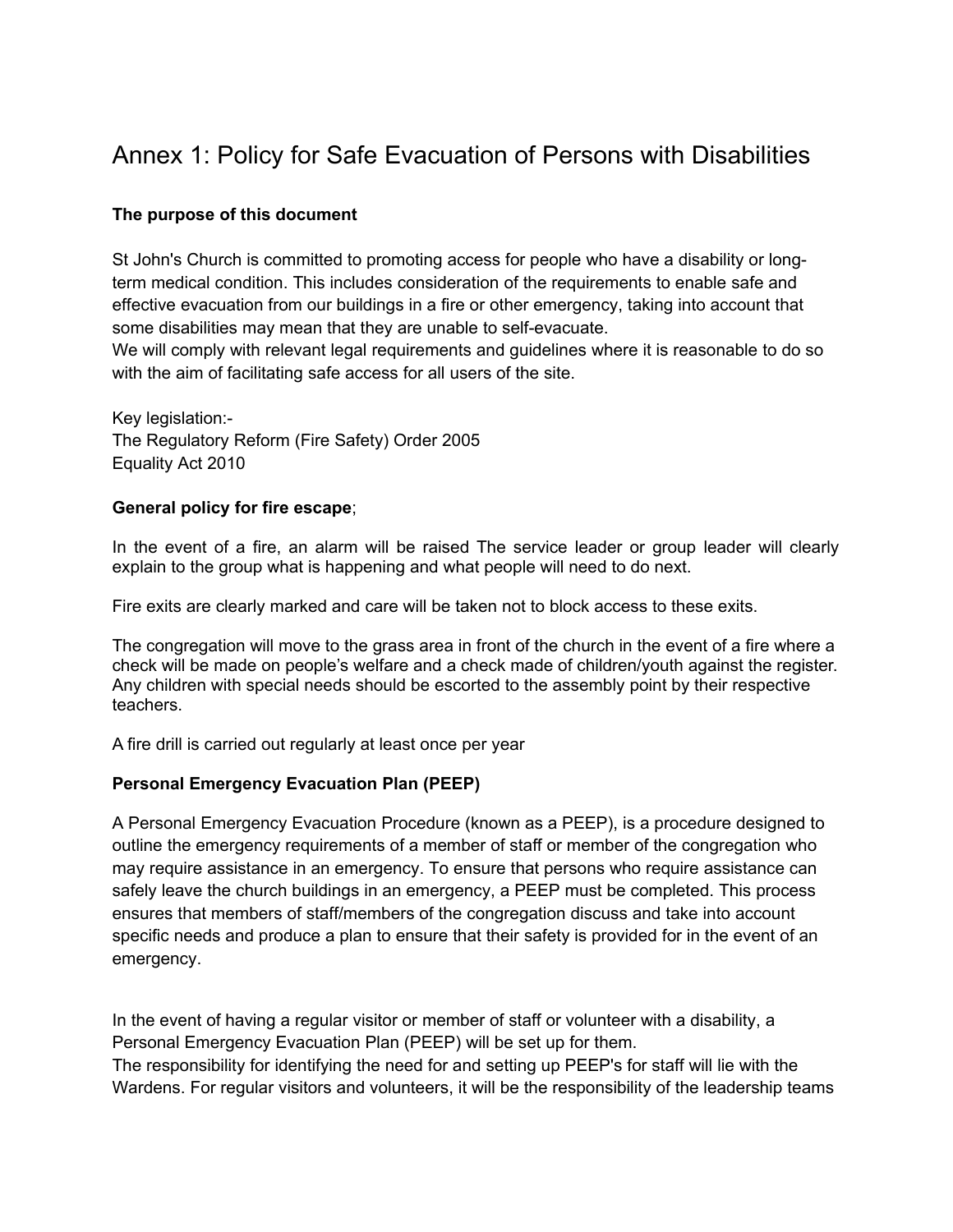# Annex 1: Policy for Safe Evacuation of Persons with Disabilities

**The purpose of this document**

St John's Church is committed to promoting access for people who have a disability or long-term medical condition. This includes consideration of the requirements to enable safe and effective evacuation from our buildings in a fire or other emergency, taking into account that some disabilities may mean that they are unable to self-evacuate.
We will comply with relevant legal requirements and guidelines where it is reasonable to do so with the aim of facilitating safe access for all users of the site.

Key legislation:-
The Regulatory Reform (Fire Safety) Order 2005
Equality Act 2010

**General policy for fire escape**;

In the event of a fire, an alarm will be raised The service leader or group leader will clearly explain to the group what is happening and what people will need to do next.

Fire exits are clearly marked and care will be taken not to block access to these exits.

The congregation will move to the grass area in front of the church in the event of a fire where a check will be made on people's welfare and a check made of children/youth against the register. Any children with special needs should be escorted to the assembly point by their respective teachers.

A fire drill is carried out regularly at least once per year

**Personal Emergency Evacuation Plan (PEEP)**

A Personal Emergency Evacuation Procedure (known as a PEEP), is a procedure designed to outline the emergency requirements of a member of staff or member of the congregation who may require assistance in an emergency. To ensure that persons who require assistance can safely leave the church buildings in an emergency, a PEEP must be completed. This process ensures that members of staff/members of the congregation discuss and take into account specific needs and produce a plan to ensure that their safety is provided for in the event of an emergency.

In the event of having a regular visitor or member of staff or volunteer with a disability, a Personal Emergency Evacuation Plan (PEEP) will be set up for them.
The responsibility for identifying the need for and setting up PEEP's for staff will lie with the Wardens. For regular visitors and volunteers, it will be the responsibility of the leadership teams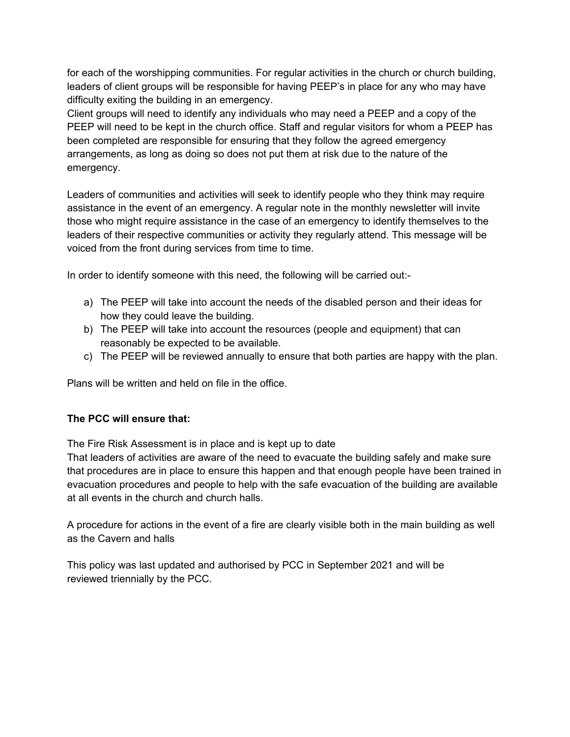for each of the worshipping communities. For regular activities in the church or church building, leaders of client groups will be responsible for having PEEP's in place for any who may have difficulty exiting the building in an emergency.
Client groups will need to identify any individuals who may need a PEEP and a copy of the PEEP will need to be kept in the church office. Staff and regular visitors for whom a PEEP has been completed are responsible for ensuring that they follow the agreed emergency arrangements, as long as doing so does not put them at risk due to the nature of the emergency.

Leaders of communities and activities will seek to identify people who they think may require assistance in the event of an emergency. A regular note in the monthly newsletter will invite those who might require assistance in the case of an emergency to identify themselves to the leaders of their respective communities or activity they regularly attend. This message will be voiced from the front during services from time to time.

In order to identify someone with this need, the following will be carried out:-

a) The PEEP will take into account the needs of the disabled person and their ideas for how they could leave the building.
b) The PEEP will take into account the resources (people and equipment) that can reasonably be expected to be available.
c) The PEEP will be reviewed annually to ensure that both parties are happy with the plan.

Plans will be written and held on file in the office.

**The PCC will ensure that:**

The Fire Risk Assessment is in place and is kept up to date
That leaders of activities are aware of the need to evacuate the building safely and make sure that procedures are in place to ensure this happen and that enough people have been trained in evacuation procedures and people to help with the safe evacuation of the building are available at all events in the church and church halls.

A procedure for actions in the event of a fire are clearly visible both in the main building as well as the Cavern and halls

This policy was last updated and authorised by PCC in September 2021 and will be reviewed triennially by the PCC.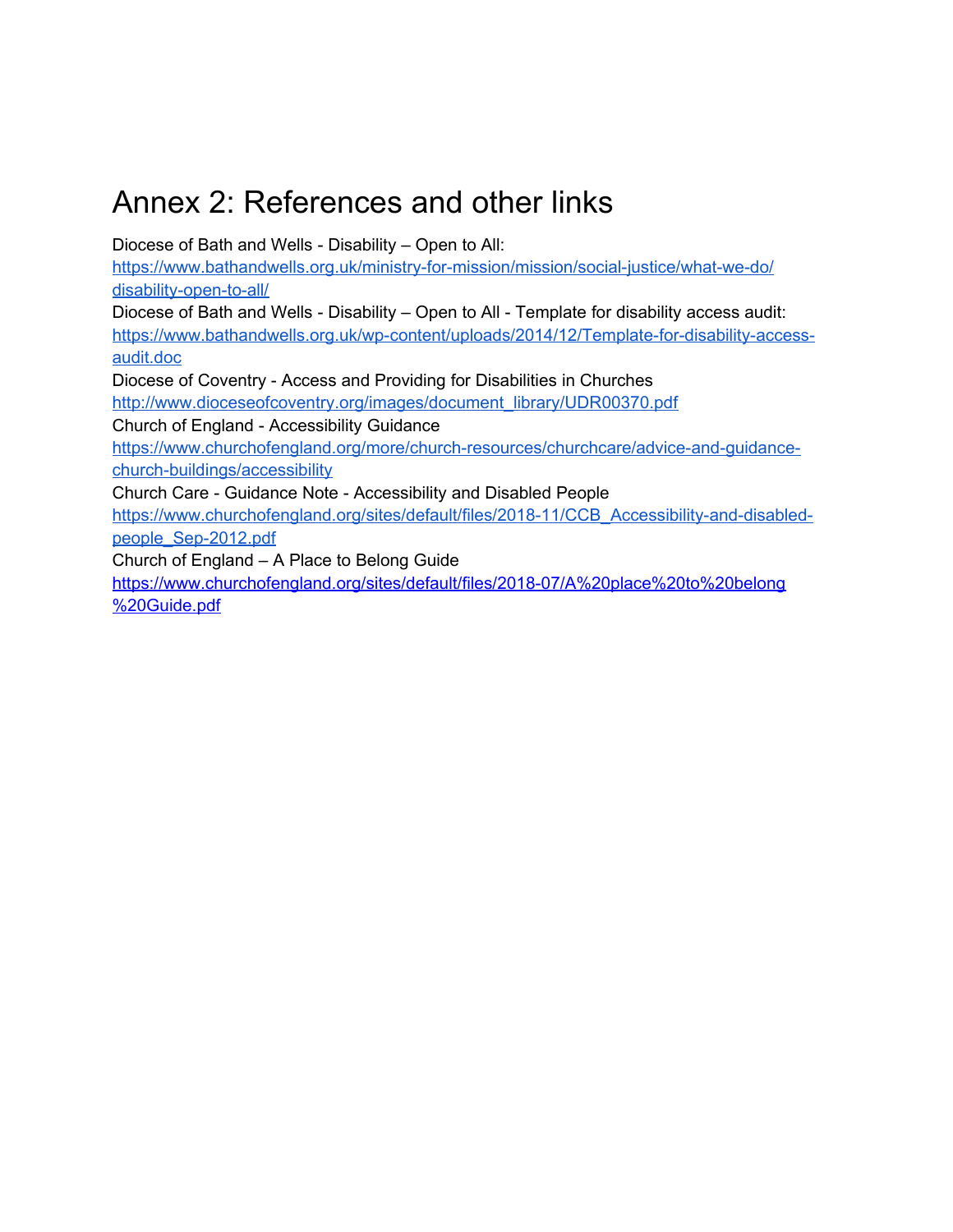# Annex 2: References and other links

Diocese of Bath and Wells - Disability – Open to All:
https://www.bathandwells.org.uk/ministry-for-mission/mission/social-justice/what-we-do/disability-open-to-all/

Diocese of Bath and Wells - Disability – Open to All - Template for disability access audit:
https://www.bathandwells.org.uk/wp-content/uploads/2014/12/Template-for-disability-access-audit.doc

Diocese of Coventry - Access and Providing for Disabilities in Churches
http://www.dioceseofcoventry.org/images/document_library/UDR00370.pdf

Church of England - Accessibility Guidance
https://www.churchofengland.org/more/church-resources/churchcare/advice-and-guidance-church-buildings/accessibility

Church Care - Guidance Note - Accessibility and Disabled People
https://www.churchofengland.org/sites/default/files/2018-11/CCB_Accessibility-and-disabled-people_Sep-2012.pdf

Church of England – A Place to Belong Guide
https://www.churchofengland.org/sites/default/files/2018-07/A%20place%20to%20belong%20Guide.pdf